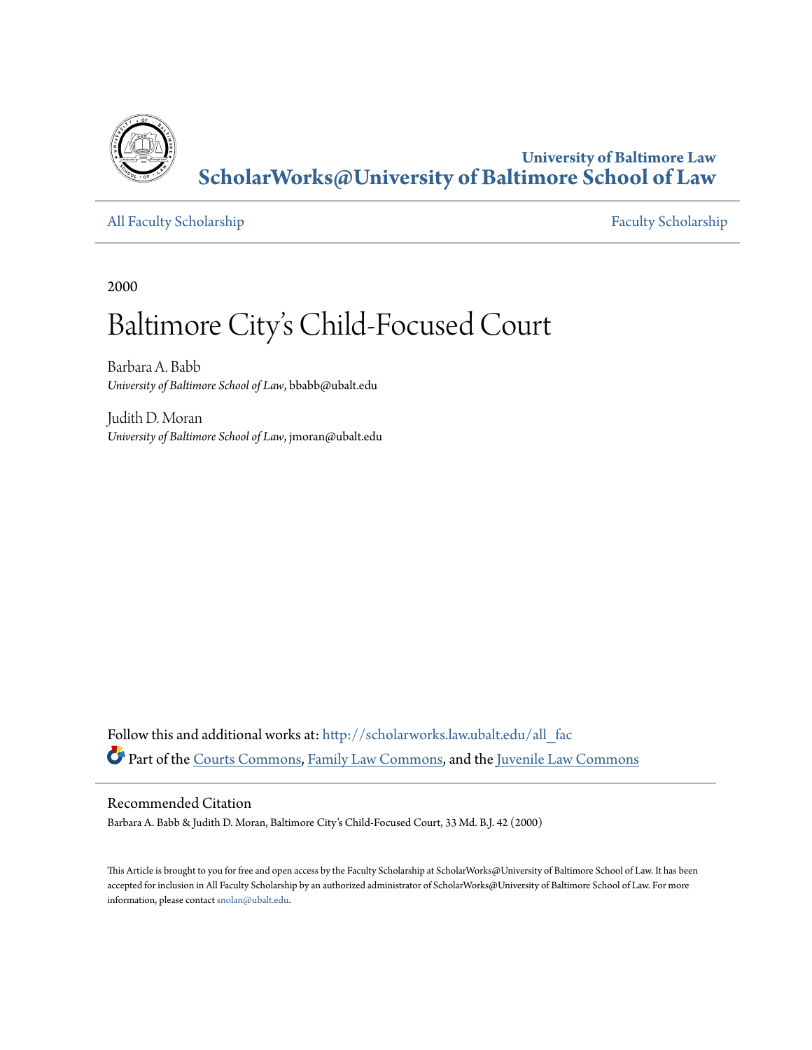University of Baltimore Law

**ScholarWorks@University of Baltimore School of Law**

All Faculty Scholarship | Faculty Scholarship

2000

# Baltimore City's Child-Focused Court

Barbara A. Babb
*University of Baltimore School of Law*, bbabb@ubalt.edu

Judith D. Moran
*University of Baltimore School of Law*, jmoran@ubalt.edu

Follow this and additional works at: http://scholarworks.law.ubalt.edu/all_fac

Part of the Courts Commons, Family Law Commons, and the Juvenile Law Commons

## Recommended Citation

Barbara A. Babb & Judith D. Moran, Baltimore City's Child-Focused Court, 33 Md. B.J. 42 (2000)

This Article is brought to you for free and open access by the Faculty Scholarship at ScholarWorks@University of Baltimore School of Law. It has been accepted for inclusion in All Faculty Scholarship by an authorized administrator of ScholarWorks@University of Baltimore School of Law. For more information, please contact snolan@ubalt.edu.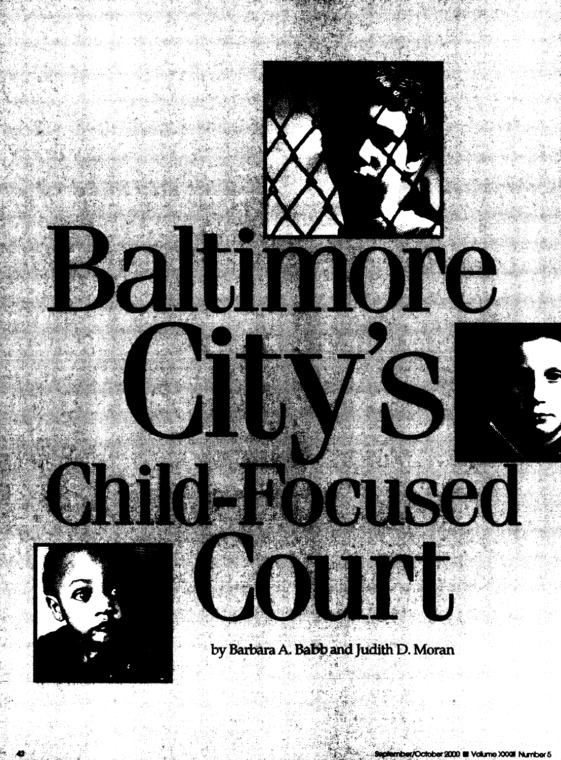# Baltimore City's Child-Focused Court

by Barbara A. Babb and Judith D. Moran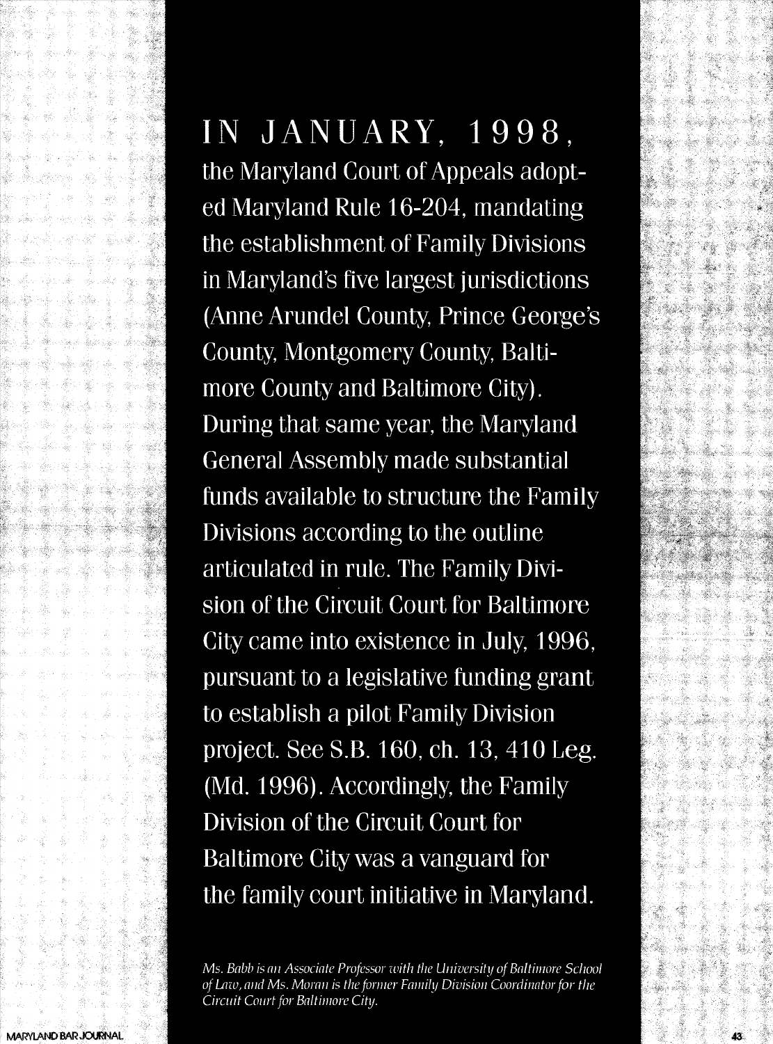IN JANUARY, 1998, the Maryland Court of Appeals adopted Maryland Rule 16-204, mandating the establishment of Family Divisions in Maryland's five largest jurisdictions (Anne Arundel County, Prince George's County, Montgomery County, Baltimore County and Baltimore City). During that same year, the Maryland General Assembly made substantial funds available to structure the Family Divisions according to the outline articulated in rule. The Family Division of the Circuit Court for Baltimore City came into existence in July, 1996, pursuant to a legislative funding grant to establish a pilot Family Division project. See S.B. 160, ch. 13, 410 Leg. (Md. 1996). Accordingly, the Family Division of the Circuit Court for Baltimore City was a vanguard for the family court initiative in Maryland.

*Ms. Babb is an Associate Professor with the University of Baltimore School of Law, and Ms. Moran is the former Family Division Coordinator for the Circuit Court for Baltimore City.*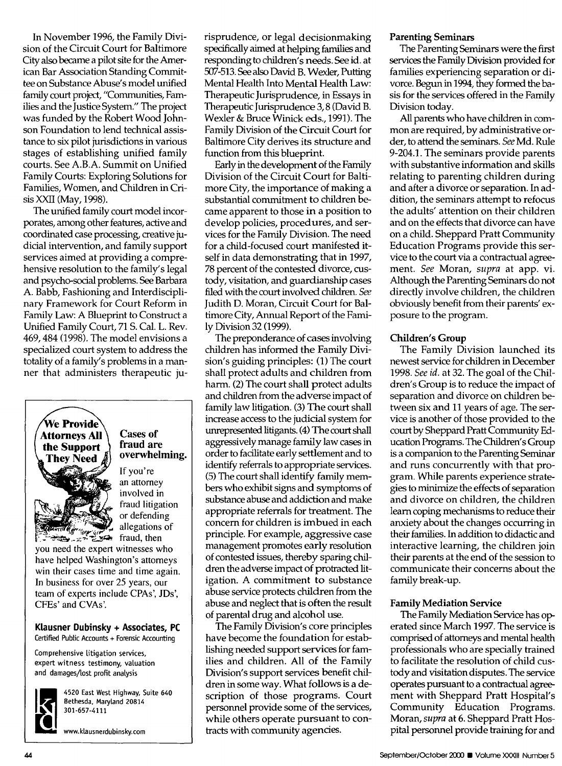In November 1996, the Family Division of the Circuit Court for Baltimore City also became a pilot site for the American Bar Association Standing Committee on Substance Abuse's model unified family court project, "Communities, Families and the Justice System." The project was funded by the Robert Wood Johnson Foundation to lend technical assistance to six pilot jurisdictions in various stages of establishing unified family courts. See A.B.A. Summit on Unified Family Courts: Exploring Solutions for Families, Women, and Children in Crisis XXII (May, 1998).

The unified family court model incorporates, among other features, active and coordinated case processing, creative judicial intervention, and family support services aimed at providing a comprehensive resolution to the family's legal and psycho-social problems. See Barbara A. Babb, Fashioning and Interdisciplinary Framework for Court Reform in Family Law: A Blueprint to Construct a Unified Family Court, 71 S. Cal. L. Rev. 469, 484 (1998). The model envisions a specialized court system to address the totality of a family's problems in a manner that administers therapeutic jurisprudence, or legal decisionmaking specifically aimed at helping families and responding to children's needs. See id. at 507-513. See also David B. Wexler, Putting Mental Health Into Mental Health Law: Therapeutic Jurisprudence, in Essays in Therapeutic Jurisprudence 3, 8 (David B. Wexler & Bruce Winick eds., 1991). The Family Division of the Circuit Court for Baltimore City derives its structure and function from this blueprint.

Early in the development of the Family Division of the Circuit Court for Baltimore City, the importance of making a substantial commitment to children became apparent to those in a position to develop policies, procedures, and services for the Family Division. The need for a child-focused court manifested itself in data demonstrating that in 1997, 78 percent of the contested divorce, custody, visitation, and guardianship cases filed with the court involved children. *See* Judith D. Moran, Circuit Court for Baltimore City, Annual Report of the Family Division 32 (1999).

The preponderance of cases involving children has informed the Family Division's guiding principles: (1) The court shall protect adults and children from harm. (2) The court shall protect adults and children from the adverse impact of family law litigation. (3) The court shall increase access to the judicial system for unrepresented litigants. (4) The court shall aggressively manage family law cases in order to facilitate early settlement and to identify referrals to appropriate services. (5) The court shall identify family members who exhibit signs and symptoms of substance abuse and addiction and make appropriate referrals for treatment. The concern for children is imbued in each principle. For example, aggressive case management promotes early resolution of contested issues, thereby sparing children the adverse impact of protracted litigation. A commitment to substance abuse service protects children from the abuse and neglect that is often the result of parental drug and alcohol use.

The Family Division's core principles have become the foundation for establishing needed support services for families and children. All of the Family Division's support services benefit children in some way. What follows is a description of those programs. Court personnel provide some of the services, while others operate pursuant to contracts with community agencies.

**Parenting Seminars**

The Parenting Seminars were the first services the Family Division provided for families experiencing separation or divorce. Begun in 1994, they formed the basis for the services offered in the Family Division today.

All parents who have children in common are required, by administrative order, to attend the seminars. *See* Md. Rule 9-204.1. The seminars provide parents with substantive information and skills relating to parenting children during and after a divorce or separation. In addition, the seminars attempt to refocus the adults' attention on their children and on the effects that divorce can have on a child. Sheppard Pratt Community Education Programs provide this service to the court via a contractual agreement. *See* Moran, *supra* at app. vi. Although the Parenting Seminars do not directly involve children, the children obviously benefit from their parents' exposure to the program.

**Children's Group**

The Family Division launched its newest service for children in December 1998. *See id.* at 32. The goal of the Children's Group is to reduce the impact of separation and divorce on children between six and 11 years of age. The service is another of those provided to the court by Sheppard Pratt Community Education Programs. The Children's Group is a companion to the Parenting Seminar and runs concurrently with that program. While parents experience strategies to minimize the effects of separation and divorce on children, the children learn coping mechanisms to reduce their anxiety about the changes occurring in their families. In addition to didactic and interactive learning, the children join their parents at the end of the session to communicate their concerns about the family break-up.

**Family Mediation Service**

The Family Mediation Service has operated since March 1997. The service is comprised of attorneys and mental health professionals who are specially trained to facilitate the resolution of child custody and visitation disputes. The service operates pursuant to a contractual agreement with Sheppard Pratt Hospital's Community Education Programs. Moran, *supra* at 6. Sheppard Pratt Hospital personnel provide training for and

---

We Provide Attorneys All the Support They Need

**Cases of fraud are overwhelming.**

If you're an attorney involved in fraud litigation or defending allegations of fraud, then you need the expert witnesses who have helped Washington's attorneys win their cases time and time again. In business for over 25 years, our team of experts include CPAs', JDs', CFEs' and CVAs'.

**Klausner Dubinsky + Associates, PC**
Certified Public Accounts + Forensic Accounting

Comprehensive litigation services, expert witness testimony, valuation and damages/lost profit analysis

4520 East West Highway, Suite 640
Bethesda, Maryland 20814
301-657-4111

www.klausnerdubinsky.com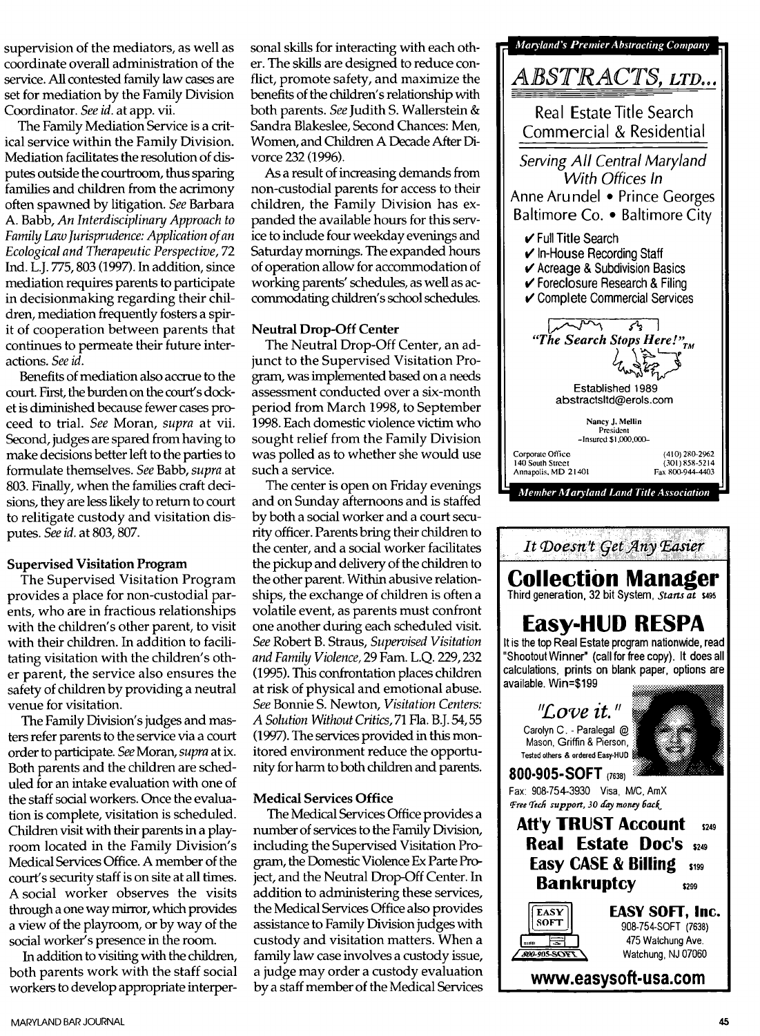supervision of the mediators, as well as coordinate overall administration of the service. All contested family law cases are set for mediation by the Family Division Coordinator. *See id.* at app. vii.

The Family Mediation Service is a critical service within the Family Division. Mediation facilitates the resolution of disputes outside the courtroom, thus sparing families and children from the acrimony often spawned by litigation. *See* Barbara A. Babb, *An Interdisciplinary Approach to Family Law Jurisprudence: Application of an Ecological and Therapeutic Perspective*, 72 Ind. L.J. 775, 803 (1997). In addition, since mediation requires parents to participate in decisionmaking regarding their children, mediation frequently fosters a spirit of cooperation between parents that continues to permeate their future interactions. *See id.*

Benefits of mediation also accrue to the court. First, the burden on the court's docket is diminished because fewer cases proceed to trial. *See* Moran, *supra* at vii. Second, judges are spared from having to make decisions better left to the parties to formulate themselves. *See* Babb, *supra* at 803. Finally, when the families craft decisions, they are less likely to return to court to relitigate custody and visitation disputes. *See id.* at 803, 807.

### Supervised Visitation Program

The Supervised Visitation Program provides a place for non-custodial parents, who are in fractious relationships with the children's other parent, to visit with their children. In addition to facilitating visitation with the children's other parent, the service also ensures the safety of children by providing a neutral venue for visitation.

The Family Division's judges and masters refer parents to the service via a court order to participate. *See* Moran, *supra* at ix. Both parents and the children are scheduled for an intake evaluation with one of the staff social workers. Once the evaluation is complete, visitation is scheduled. Children visit with their parents in a playroom located in the Family Division's Medical Services Office. A member of the court's security staff is on site at all times. A social worker observes the visits through a one way mirror, which provides a view of the playroom, or by way of the social worker's presence in the room.

In addition to visiting with the children, both parents work with the staff social workers to develop appropriate interpersonal skills for interacting with each other. The skills are designed to reduce conflict, promote safety, and maximize the benefits of the children's relationship with both parents. *See* Judith S. Wallerstein & Sandra Blakeslee, Second Chances: Men, Women, and Children A Decade After Divorce 232 (1996).

As a result of increasing demands from non-custodial parents for access to their children, the Family Division has expanded the available hours for this service to include four weekday evenings and Saturday mornings. The expanded hours of operation allow for accommodation of working parents' schedules, as well as accommodating children's school schedules.

### Neutral Drop-Off Center

The Neutral Drop-Off Center, an adjunct to the Supervised Visitation Program, was implemented based on a needs assessment conducted over a six-month period from March 1998, to September 1998. Each domestic violence victim who sought relief from the Family Division was polled as to whether she would use such a service.

The center is open on Friday evenings and on Sunday afternoons and is staffed by both a social worker and a court security officer. Parents bring their children to the center, and a social worker facilitates the pickup and delivery of the children to the other parent. Within abusive relationships, the exchange of children is often a volatile event, as parents must confront one another during each scheduled visit. *See* Robert B. Straus, *Supervised Visitation and Family Violence*, 29 Fam. L.Q. 229, 232 (1995). This confrontation places children at risk of physical and emotional abuse. *See* Bonnie S. Newton, *Visitation Centers: A Solution Without Critics*, 71 Fla. B.J. 54, 55 (1997). The services provided in this monitored environment reduce the opportunity for harm to both children and parents.

### Medical Services Office

The Medical Services Office provides a number of services to the Family Division, including the Supervised Visitation Program, the Domestic Violence Ex Parte Project, and the Neutral Drop-Off Center. In addition to administering these services, the Medical Services Office also provides assistance to Family Division judges with custody and visitation matters. When a family law case involves a custody issue, a judge may order a custody evaluation by a staff member of the Medical Services

---

*Maryland's Premier Abstracting Company*

**ABSTRACTS, LTD...**

Real Estate Title Search
Commercial & Residential

*Serving All Central Maryland With Offices In*
Anne Arundel • Prince Georges
Baltimore Co. • Baltimore City

- ✔ Full Title Search
- ✔ In-House Recording Staff
- ✔ Acreage & Subdivision Basics
- ✔ Foreclosure Research & Filing
- ✔ Complete Commercial Services

*"The Search Stops Here!"*™

Established 1989
abstractsltd@erols.com

Nancy J. Mellin
President
-Insured $1,000,000-

Corporate Office
140 South Street
Annapolis, MD 21401

(410) 280-2962
(301) 858-5214
Fax 800-944-4403

*Member Maryland Land Title Association*

---

*It Doesn't Get Any Easier*

**Collection Manager**
Third generation, 32 bit System, *Starts at* $495

**Easy-HUD RESPA**
It is the top Real Estate program nationwide, read "Shootout Winner" (call for free copy). It does all calculations, prints on blank paper, options are available. Win=$199

*"Love it."*
Carolyn C. - Paralegal @ Mason, Griffin & Pierson, Tested others & ordered Easy-HUD

**800-905-SOFT** (7638)
Fax: 908-754-3930 Visa, M/C, AmX
*Free Tech support, 30 day money back*

**Att'y TRUST Account** $249
**Real Estate Doc's** $249
**Easy CASE & Billing** $199
**Bankruptcy** $299

**EASY SOFT, Inc.**
908-754-SOFT (7638)
475 Watchung Ave.
Watchung, NJ 07060

**www.easysoft-usa.com**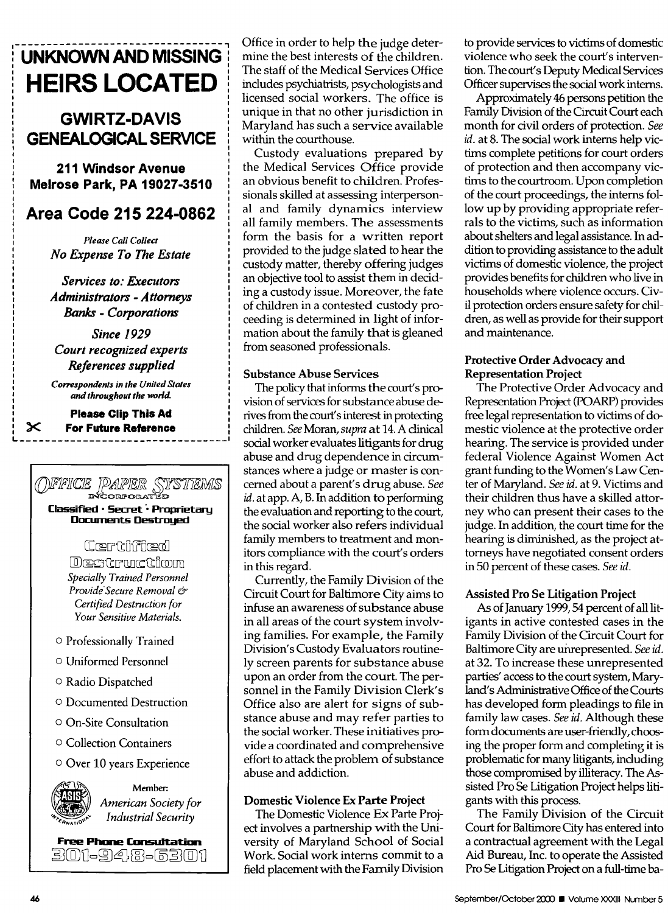**UNKNOWN AND MISSING HEIRS LOCATED**

**GWIRTZ-DAVIS GENEALOGICAL SERVICE**

**211 Windsor Avenue**
**Melrose Park, PA 19027-3510**

**Area Code 215 224-0862**

*Please Call Collect*
*No Expense To The Estate*

*Services to: Executors*
*Administrators - Attorneys*
*Banks - Corporations*

*Since 1929*
*Court recognized experts*
*References supplied*

*Correspondents in the United States and throughout the world.*

**Please Clip This Ad For Future Reference**

OFFICE PAPER SYSTEMS
INCORPORATED

**Classified · Secret · Proprietary Documents Destroyed**

Certified Destruction

*Specially Trained Personnel Provide Secure Removal & Certified Destruction for Your Sensitive Materials.*

- Professionally Trained
- Uniformed Personnel
- Radio Dispatched
- Documented Destruction
- On-Site Consultation
- Collection Containers
- Over 10 years Experience

Member:
*American Society for Industrial Security*

**Free Phone Consultation**
301-948-6301

Office in order to help the judge determine the best interests of the children. The staff of the Medical Services Office includes psychiatrists, psychologists and licensed social workers. The office is unique in that no other jurisdiction in Maryland has such a service available within the courthouse.

Custody evaluations prepared by the Medical Services Office provide an obvious benefit to children. Professionals skilled at assessing interpersonal and family dynamics interview all family members. The assessments form the basis for a written report provided to the judge slated to hear the custody matter, thereby offering judges an objective tool to assist them in deciding a custody issue. Moreover, the fate of children in a contested custody proceeding is determined in light of information about the family that is gleaned from seasoned professionals.

### Substance Abuse Services

The policy that informs the court's provision of services for substance abuse derives from the court's interest in protecting children. *See* Moran, *supra* at 14. A clinical social worker evaluates litigants for drug abuse and drug dependence in circumstances where a judge or master is concerned about a parent's drug abuse. *See id.* at app. A, B. In addition to performing the evaluation and reporting to the court, the social worker also refers individual family members to treatment and monitors compliance with the court's orders in this regard.

Currently, the Family Division of the Circuit Court for Baltimore City aims to infuse an awareness of substance abuse in all areas of the court system involving families. For example, the Family Division's Custody Evaluators routinely screen parents for substance abuse upon an order from the court. The personnel in the Family Division Clerk's Office also are alert for signs of substance abuse and may refer parties to the social worker. These initiatives provide a coordinated and comprehensive effort to attack the problem of substance abuse and addiction.

### Domestic Violence Ex Parte Project

The Domestic Violence Ex Parte Project involves a partnership with the University of Maryland School of Social Work. Social work interns commit to a field placement with the Family Division to provide services to victims of domestic violence who seek the court's intervention. The court's Deputy Medical Services Officer supervises the social work interns.

Approximately 46 persons petition the Family Division of the Circuit Court each month for civil orders of protection. *See id.* at 8. The social work interns help victims complete petitions for court orders of protection and then accompany victims to the courtroom. Upon completion of the court proceedings, the interns follow up by providing appropriate referrals to the victims, such as information about shelters and legal assistance. In addition to providing assistance to the adult victims of domestic violence, the project provides benefits for children who live in households where violence occurs. Civil protection orders ensure safety for children, as well as provide for their support and maintenance.

### Protective Order Advocacy and Representation Project

The Protective Order Advocacy and Representation Project (POARP) provides free legal representation to victims of domestic violence at the protective order hearing. The service is provided under federal Violence Against Women Act grant funding to the Women's Law Center of Maryland. *See id.* at 9. Victims and their children thus have a skilled attorney who can present their cases to the judge. In addition, the court time for the hearing is diminished, as the project attorneys have negotiated consent orders in 50 percent of these cases. *See id.*

### Assisted Pro Se Litigation Project

As of January 1999, 54 percent of all litigants in active contested cases in the Family Division of the Circuit Court for Baltimore City are unrepresented. *See id.* at 32. To increase these unrepresented parties' access to the court system, Maryland's Administrative Office of the Courts has developed form pleadings to file in family law cases. *See id.* Although these form documents are user-friendly, choosing the proper form and completing it is problematic for many litigants, including those compromised by illiteracy. The Assisted Pro Se Litigation Project helps litigants with this process.

The Family Division of the Circuit Court for Baltimore City has entered into a contractual agreement with the Legal Aid Bureau, Inc. to operate the Assisted Pro Se Litigation Project on a full-time ba-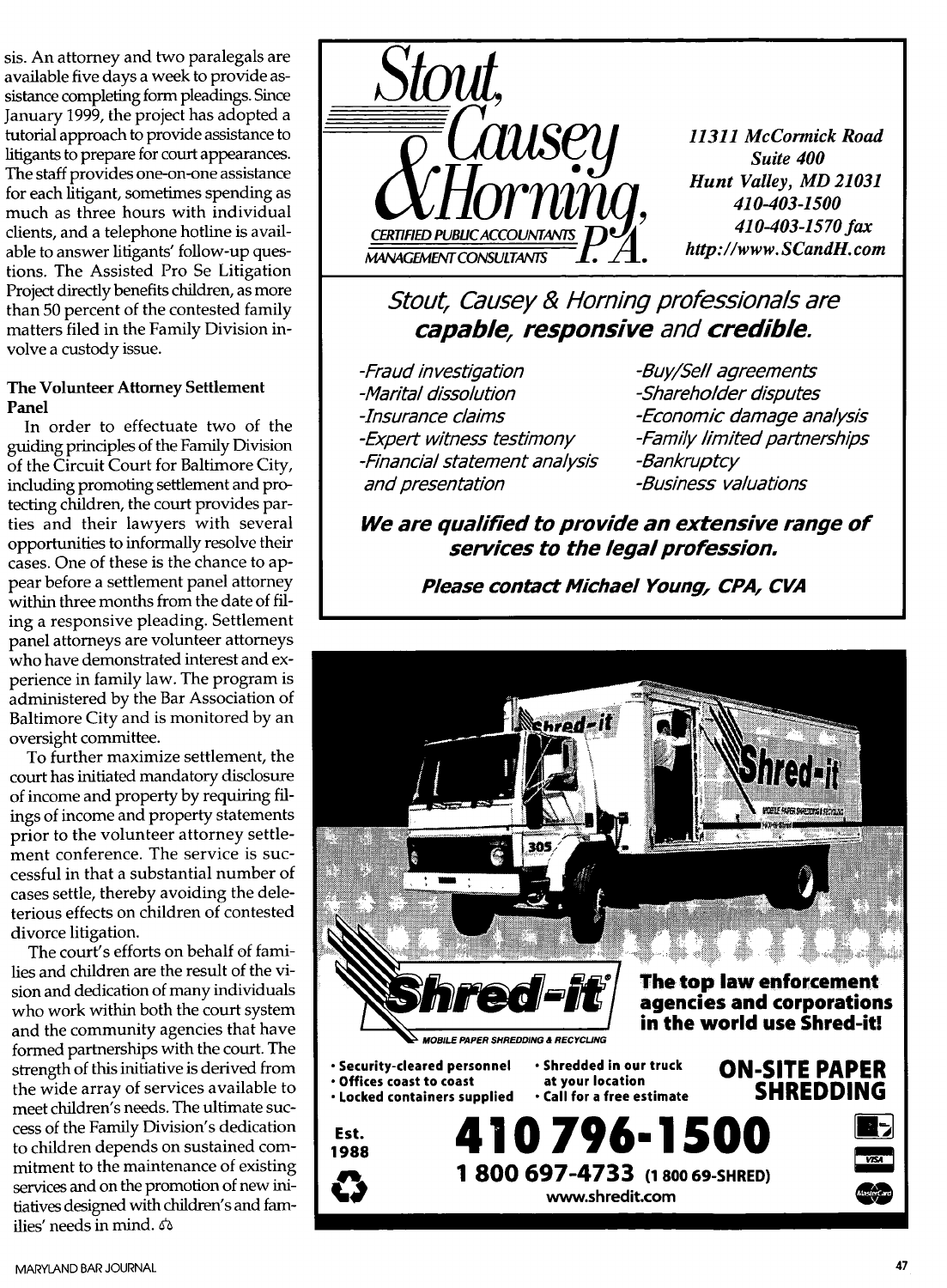sis. An attorney and two paralegals are available five days a week to provide assistance completing form pleadings. Since January 1999, the project has adopted a tutorial approach to provide assistance to litigants to prepare for court appearances. The staff provides one-on-one assistance for each litigant, sometimes spending as much as three hours with individual clients, and a telephone hotline is available to answer litigants' follow-up questions. The Assisted Pro Se Litigation Project directly benefits children, as more than 50 percent of the contested family matters filed in the Family Division involve a custody issue.

**The Volunteer Attorney Settlement Panel**

In order to effectuate two of the guiding principles of the Family Division of the Circuit Court for Baltimore City, including promoting settlement and protecting children, the court provides parties and their lawyers with several opportunities to informally resolve their cases. One of these is the chance to appear before a settlement panel attorney within three months from the date of filing a responsive pleading. Settlement panel attorneys are volunteer attorneys who have demonstrated interest and experience in family law. The program is administered by the Bar Association of Baltimore City and is monitored by an oversight committee.

To further maximize settlement, the court has initiated mandatory disclosure of income and property by requiring filings of income and property statements prior to the volunteer attorney settlement conference. The service is successful in that a substantial number of cases settle, thereby avoiding the deleterious effects on children of contested divorce litigation.

The court's efforts on behalf of families and children are the result of the vision and dedication of many individuals who work within both the court system and the community agencies that have formed partnerships with the court. The strength of this initiative is derived from the wide array of services available to meet children's needs. The ultimate success of the Family Division's dedication to children depends on sustained commitment to the maintenance of existing services and on the promotion of new initiatives designed with children's and families' needs in mind.

---

**Stout, Causey & Horning, P.A.**

CERTIFIED PUBLIC ACCOUNTANTS
MANAGEMENT CONSULTANTS

*11311 McCormick Road*
*Suite 400*
*Hunt Valley, MD 21031*
*410-403-1500*
*410-403-1570 fax*
*http://www.SCandH.com*

*Stout, Causey & Horning professionals are* ***capable, responsive*** *and* ***credible.***

- *Fraud investigation*
- *Marital dissolution*
- *Insurance claims*
- *Expert witness testimony*
- *Financial statement analysis and presentation*
- *Buy/Sell agreements*
- *Shareholder disputes*
- *Economic damage analysis*
- *Family limited partnerships*
- *Bankruptcy*
- *Business valuations*

***We are qualified to provide an extensive range of services to the legal profession.***

***Please contact Michael Young, CPA, CVA***

---

**Shred-it®**

MOBILE PAPER SHREDDING & RECYCLING

**The top law enforcement agencies and corporations in the world use Shred-it!**

- Security-cleared personnel
- Offices coast to coast
- Locked containers supplied
- Shredded in our truck at your location
- Call for a free estimate

**ON-SITE PAPER SHREDDING**

Est. 1988

**410 796-1500**

**1 800 697-4733 (1 800 69-SHRED)**

www.shredit.com